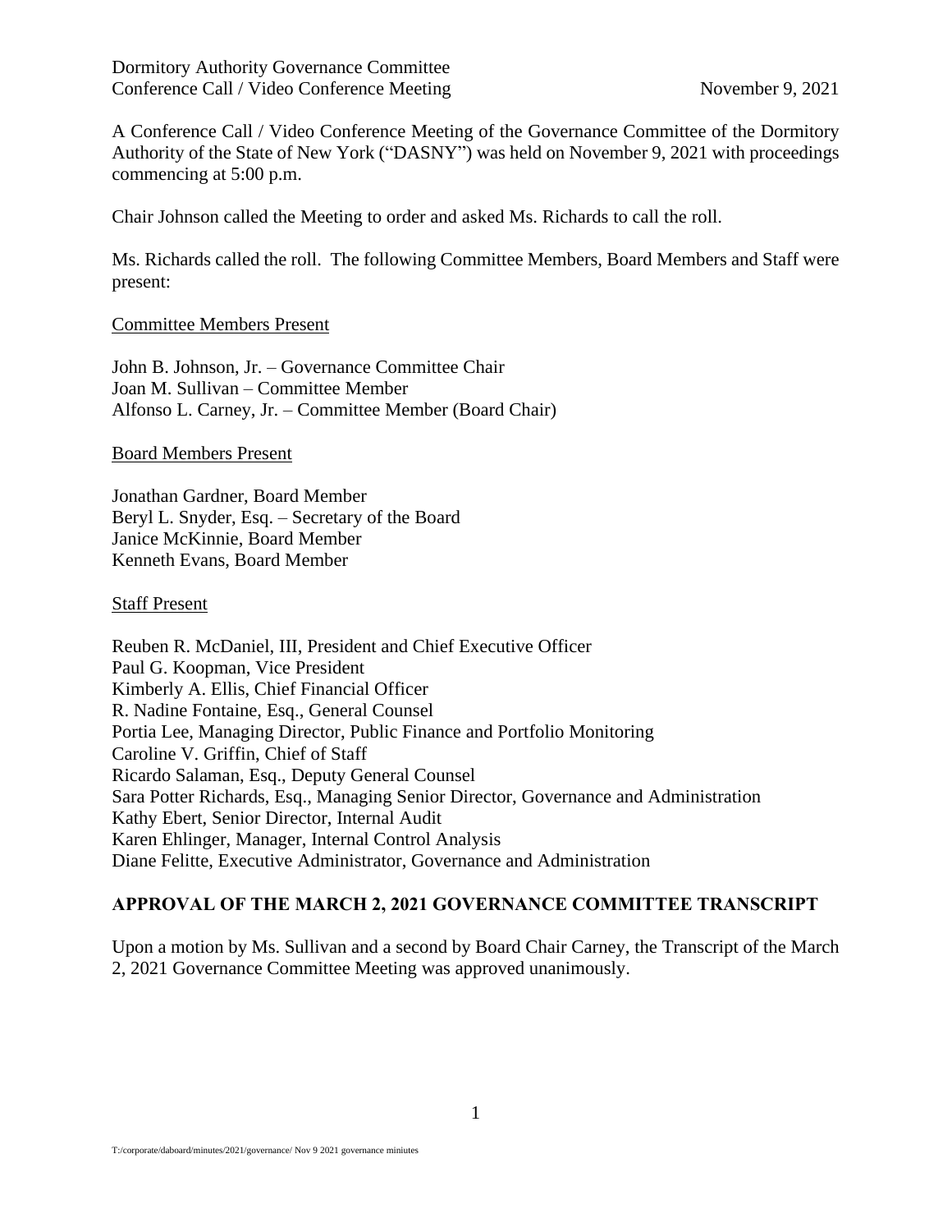Dormitory Authority Governance Committee
Conference Call / Video Conference Meeting November 9, 2021

A Conference Call / Video Conference Meeting of the Governance Committee of the Dormitory Authority of the State of New York ("DASNY") was held on November 9, 2021 with proceedings commencing at 5:00 p.m.

Chair Johnson called the Meeting to order and asked Ms. Richards to call the roll.

Ms. Richards called the roll. The following Committee Members, Board Members and Staff were present:

Committee Members Present

John B. Johnson, Jr. – Governance Committee Chair
Joan M. Sullivan – Committee Member
Alfonso L. Carney, Jr. – Committee Member (Board Chair)

Board Members Present

Jonathan Gardner, Board Member
Beryl L. Snyder, Esq. – Secretary of the Board
Janice McKinnie, Board Member
Kenneth Evans, Board Member

Staff Present

Reuben R. McDaniel, III, President and Chief Executive Officer
Paul G. Koopman, Vice President
Kimberly A. Ellis, Chief Financial Officer
R. Nadine Fontaine, Esq., General Counsel
Portia Lee, Managing Director, Public Finance and Portfolio Monitoring
Caroline V. Griffin, Chief of Staff
Ricardo Salaman, Esq., Deputy General Counsel
Sara Potter Richards, Esq., Managing Senior Director, Governance and Administration
Kathy Ebert, Senior Director, Internal Audit
Karen Ehlinger, Manager, Internal Control Analysis
Diane Felitte, Executive Administrator, Governance and Administration

## APPROVAL OF THE MARCH 2, 2021 GOVERNANCE COMMITTEE TRANSCRIPT

Upon a motion by Ms. Sullivan and a second by Board Chair Carney, the Transcript of the March 2, 2021 Governance Committee Meeting was approved unanimously.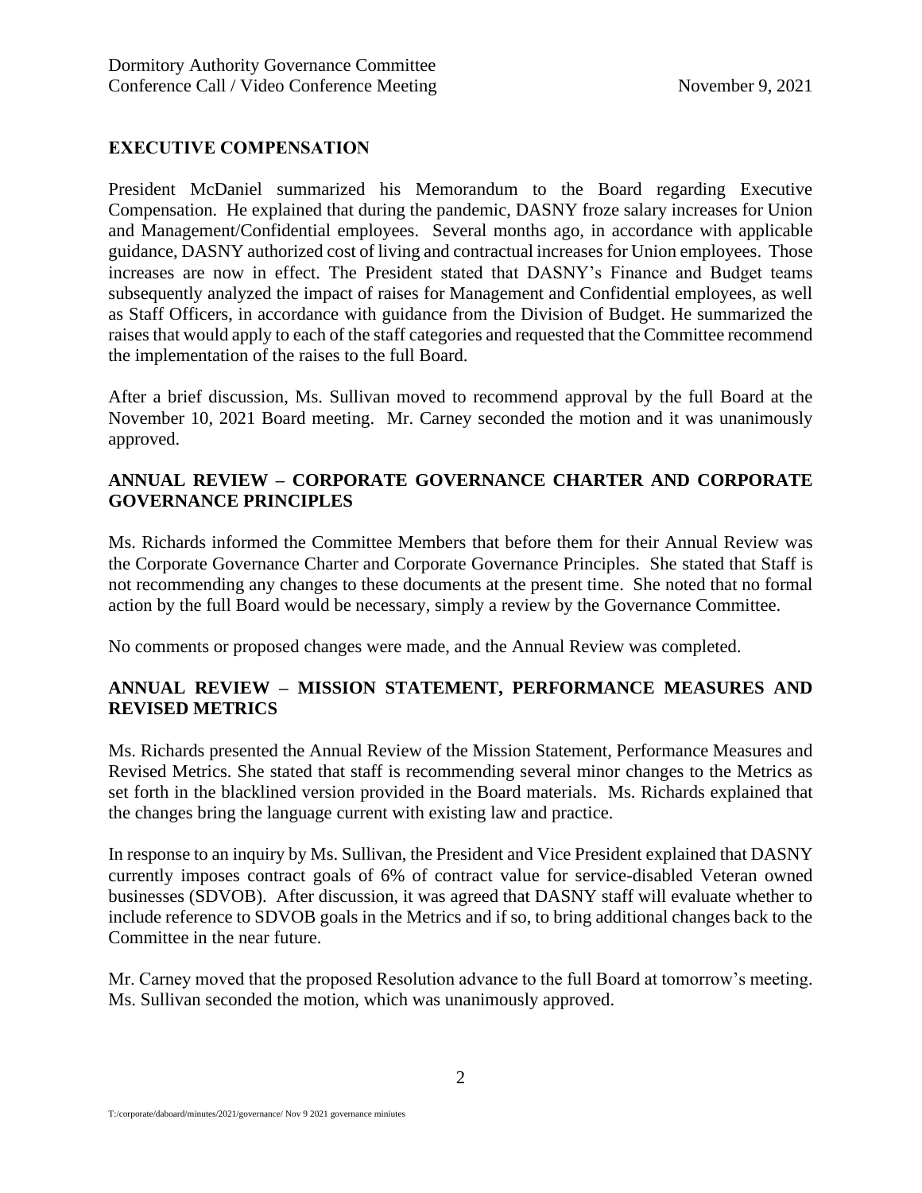## EXECUTIVE COMPENSATION

President McDaniel summarized his Memorandum to the Board regarding Executive Compensation. He explained that during the pandemic, DASNY froze salary increases for Union and Management/Confidential employees. Several months ago, in accordance with applicable guidance, DASNY authorized cost of living and contractual increases for Union employees. Those increases are now in effect. The President stated that DASNY's Finance and Budget teams subsequently analyzed the impact of raises for Management and Confidential employees, as well as Staff Officers, in accordance with guidance from the Division of Budget. He summarized the raises that would apply to each of the staff categories and requested that the Committee recommend the implementation of the raises to the full Board.

After a brief discussion, Ms. Sullivan moved to recommend approval by the full Board at the November 10, 2021 Board meeting. Mr. Carney seconded the motion and it was unanimously approved.

## ANNUAL REVIEW – CORPORATE GOVERNANCE CHARTER AND CORPORATE GOVERNANCE PRINCIPLES

Ms. Richards informed the Committee Members that before them for their Annual Review was the Corporate Governance Charter and Corporate Governance Principles. She stated that Staff is not recommending any changes to these documents at the present time. She noted that no formal action by the full Board would be necessary, simply a review by the Governance Committee.

No comments or proposed changes were made, and the Annual Review was completed.

## ANNUAL REVIEW – MISSION STATEMENT, PERFORMANCE MEASURES AND REVISED METRICS

Ms. Richards presented the Annual Review of the Mission Statement, Performance Measures and Revised Metrics. She stated that staff is recommending several minor changes to the Metrics as set forth in the blacklined version provided in the Board materials. Ms. Richards explained that the changes bring the language current with existing law and practice.

In response to an inquiry by Ms. Sullivan, the President and Vice President explained that DASNY currently imposes contract goals of 6% of contract value for service-disabled Veteran owned businesses (SDVOB). After discussion, it was agreed that DASNY staff will evaluate whether to include reference to SDVOB goals in the Metrics and if so, to bring additional changes back to the Committee in the near future.

Mr. Carney moved that the proposed Resolution advance to the full Board at tomorrow's meeting. Ms. Sullivan seconded the motion, which was unanimously approved.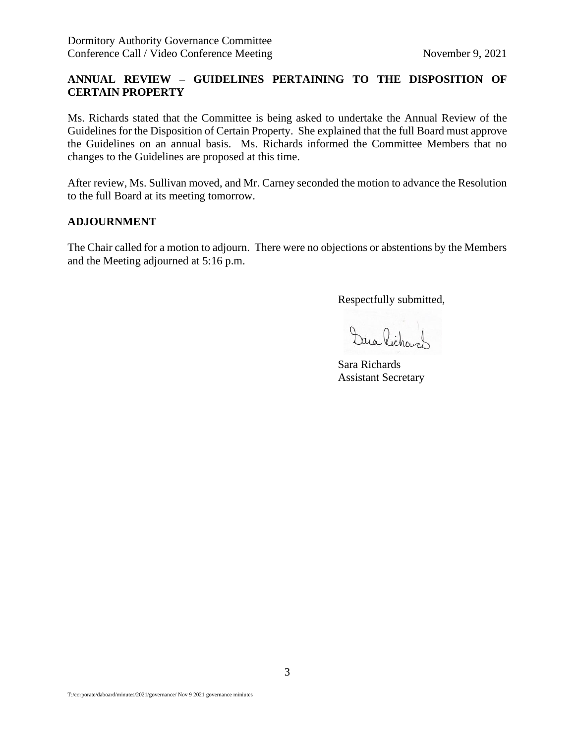## ANNUAL REVIEW – GUIDELINES PERTAINING TO THE DISPOSITION OF CERTAIN PROPERTY

Ms. Richards stated that the Committee is being asked to undertake the Annual Review of the Guidelines for the Disposition of Certain Property. She explained that the full Board must approve the Guidelines on an annual basis. Ms. Richards informed the Committee Members that no changes to the Guidelines are proposed at this time.

After review, Ms. Sullivan moved, and Mr. Carney seconded the motion to advance the Resolution to the full Board at its meeting tomorrow.

## ADJOURNMENT

The Chair called for a motion to adjourn. There were no objections or abstentions by the Members and the Meeting adjourned at 5:16 p.m.

Respectfully submitted,

Sara Richards
Assistant Secretary